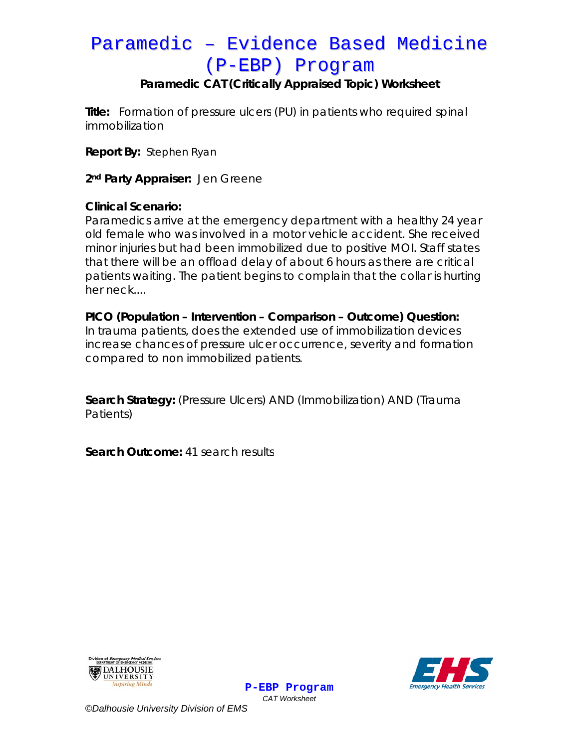# Paramedic – Evidence Based Medicine (P-EBP) Program

### Paramedic CAT (Critically Appraised Topic) Worksheet

**Title:** Formation of pressure ulcers (PU) in patients who required spinal immobilization

**Report By:** Stephen Ryan

**2nd Party Appraiser:** Jen Greene

**Clinical Scenario:**
Paramedics arrive at the emergency department with a healthy 24 year old female who was involved in a motor vehicle accident. She received minor injuries but had been immobilized due to positive MOI. Staff states that there will be an offload delay of about 6 hours as there are critical patients waiting. The patient begins to complain that the collar is hurting her neck....

**PICO (Population – Intervention – Comparison – Outcome) Question:**
In trauma patients, does the extended use of immobilization devices increase chances of pressure ulcer occurrence, severity and formation compared to non immobilized patients.

**Search Strategy:** (Pressure Ulcers) AND (Immobilization) AND (Trauma Patients)

**Search Outcome:** 41 search results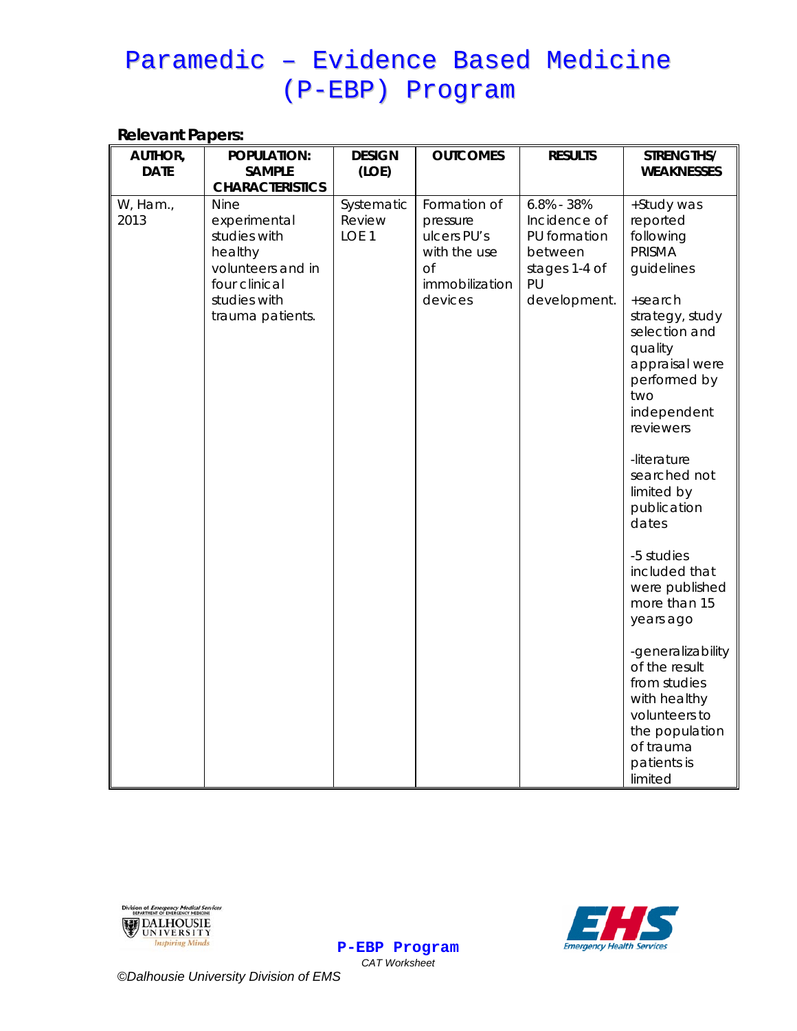# Paramedic – Evidence Based Medicine (P-EBP) Program

**Relevant Papers:**

| AUTHOR, DATE | POPULATION: SAMPLE CHARACTERISTICS | DESIGN (LOE) | OUTCOMES | RESULTS | STRENGTHS/ WEAKNESSES |
|---|---|---|---|---|---|
| W, Ham., 2013 | Nine experimental studies with healthy volunteers and in four clinical studies with trauma patients. | Systematic Review LOE 1 | Formation of pressure ulcers PU's with the use of immobilization devices | 6.8% - 38% Incidence of PU formation between stages 1-4 of PU development. | +Study was reported following PRISMA guidelines<br><br>+search strategy, study selection and quality appraisal were performed by two independent reviewers<br><br>-literature searched not limited by publication dates<br><br>-5 studies included that were published more than 15 years ago<br><br>-generalizability of the result from studies with healthy volunteers to the population of trauma patients is limited |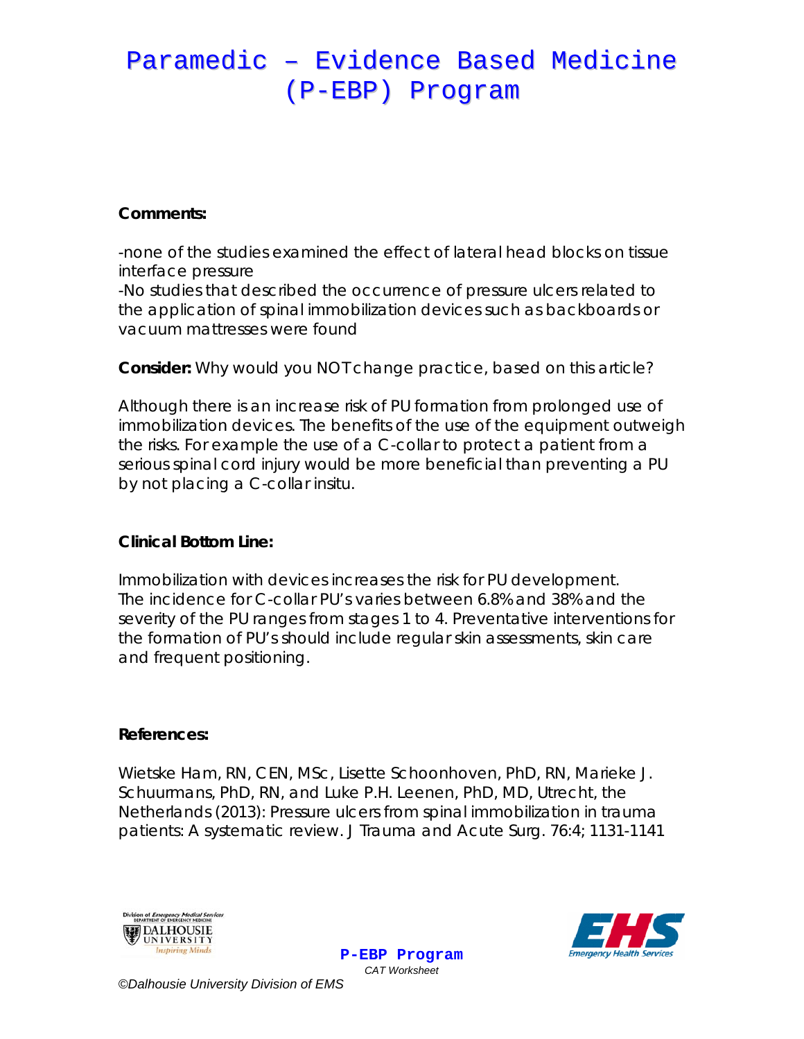# Paramedic – Evidence Based Medicine (P-EBP) Program

**Comments:**

-none of the studies examined the effect of lateral head blocks on tissue interface pressure
-No studies that described the occurrence of pressure ulcers related to the application of spinal immobilization devices such as backboards or vacuum mattresses were found

**Consider:** Why would you NOT change practice, based on this article?

Although there is an increase risk of PU formation from prolonged use of immobilization devices. The benefits of the use of the equipment outweigh the risks. For example the use of a C-collar to protect a patient from a serious spinal cord injury would be more beneficial than preventing a PU by not placing a C-collar insitu.

**Clinical Bottom Line:**

Immobilization with devices increases the risk for PU development. The incidence for C-collar PU's varies between 6.8% and 38% and the severity of the PU ranges from stages 1 to 4. Preventative interventions for the formation of PU's should include regular skin assessments, skin care and frequent positioning.

**References:**

Wietske Ham, RN, CEN, MSc, Lisette Schoonhoven, PhD, RN, Marieke J. Schuurmans, PhD, RN, and Luke P.H. Leenen, PhD, MD, Utrecht, the Netherlands (2013): Pressure ulcers from spinal immobilization in trauma patients: A systematic review. J Trauma and Acute Surg. 76:4; 1131-1141